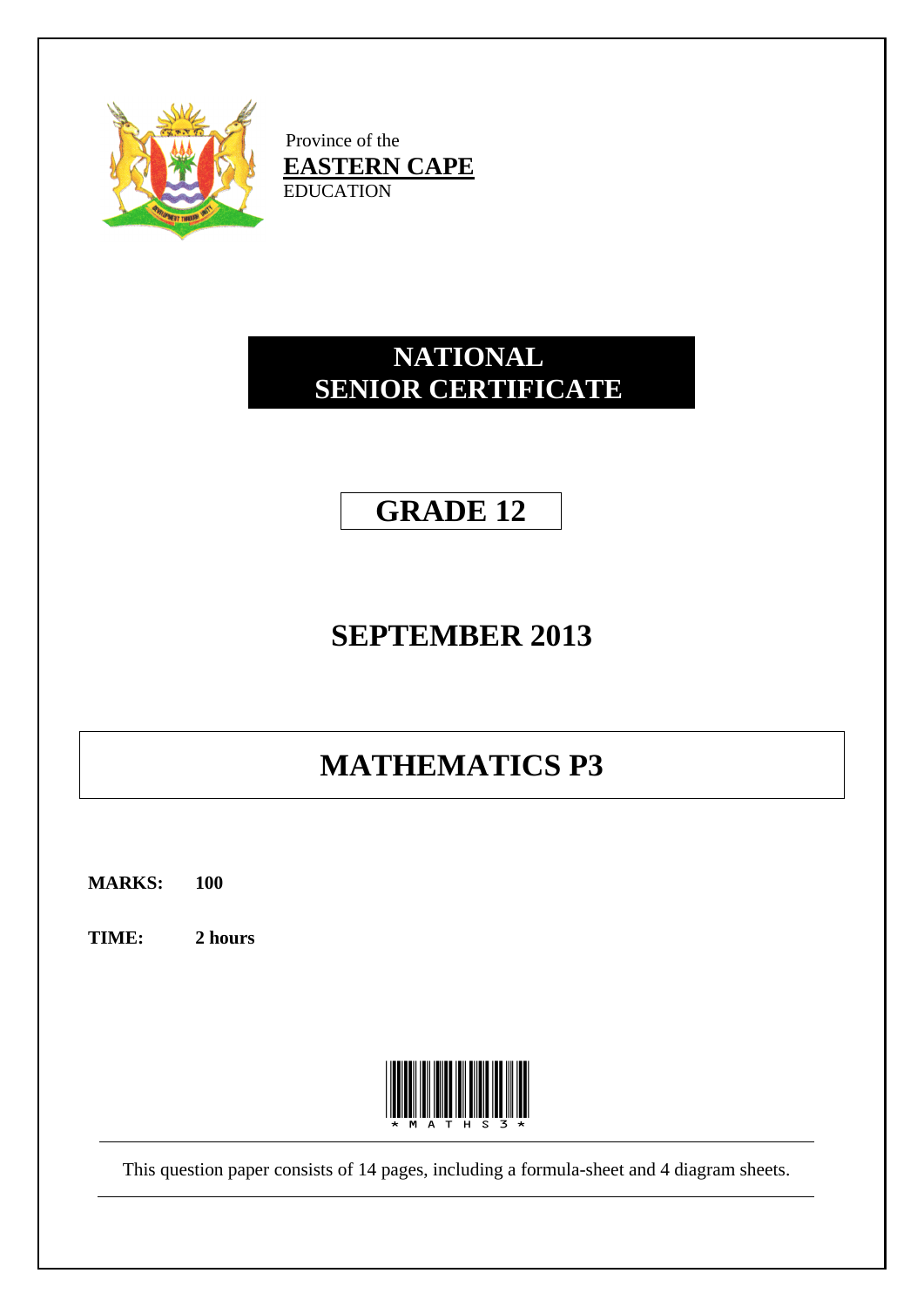Province of the
**EASTERN CAPE**
EDUCATION

# NATIONAL SENIOR CERTIFICATE

## GRADE 12

## SEPTEMBER 2013

# MATHEMATICS P3

**MARKS:** **100**

**TIME:** **2 hours**

This question paper consists of 14 pages, including a formula-sheet and 4 diagram sheets.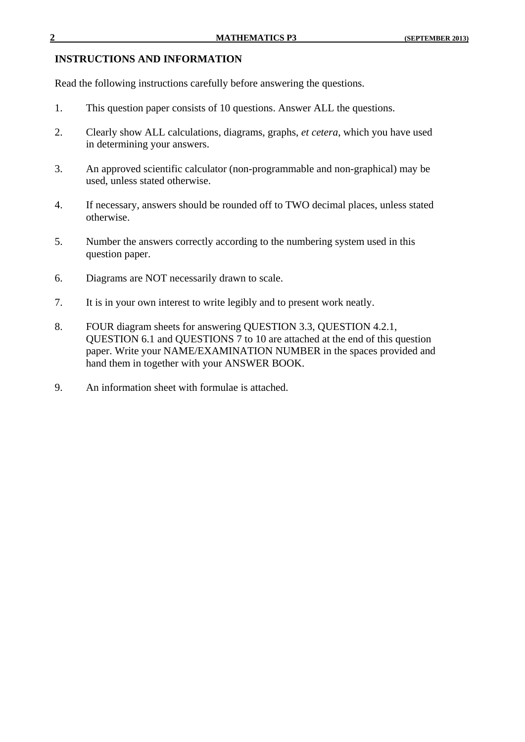## INSTRUCTIONS AND INFORMATION

Read the following instructions carefully before answering the questions.

1. This question paper consists of 10 questions. Answer ALL the questions.

2. Clearly show ALL calculations, diagrams, graphs, *et cetera*, which you have used in determining your answers.

3. An approved scientific calculator (non-programmable and non-graphical) may be used, unless stated otherwise.

4. If necessary, answers should be rounded off to TWO decimal places, unless stated otherwise.

5. Number the answers correctly according to the numbering system used in this question paper.

6. Diagrams are NOT necessarily drawn to scale.

7. It is in your own interest to write legibly and to present work neatly.

8. FOUR diagram sheets for answering QUESTION 3.3, QUESTION 4.2.1, QUESTION 6.1 and QUESTIONS 7 to 10 are attached at the end of this question paper. Write your NAME/EXAMINATION NUMBER in the spaces provided and hand them in together with your ANSWER BOOK.

9. An information sheet with formulae is attached.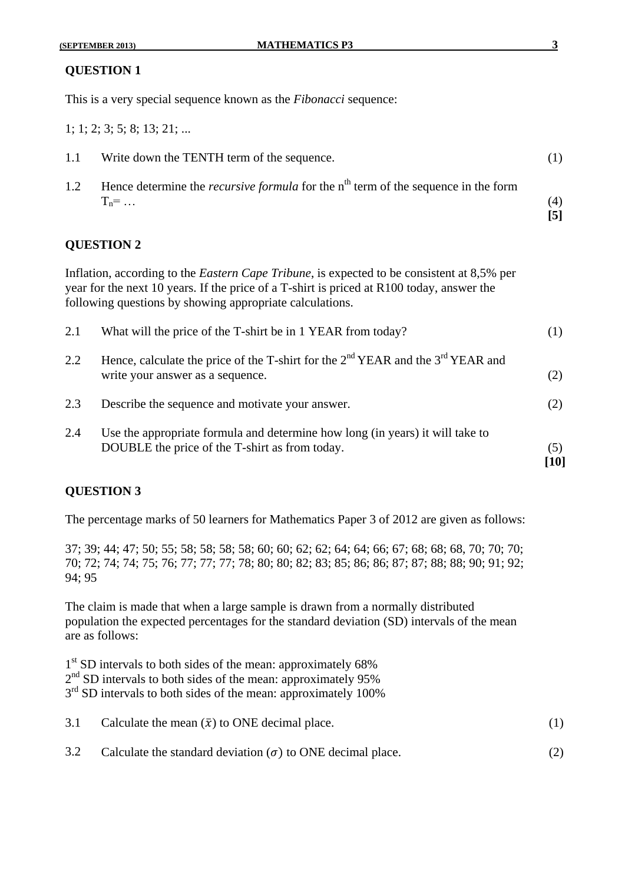## QUESTION 1

This is a very special sequence known as the *Fibonacci* sequence:

1; 1; 2; 3; 5; 8; 13; 21; ...

1.1 Write down the TENTH term of the sequence. (1)

1.2 Hence determine the *recursive formula* for the $n^{th}$ term of the sequence in the form $T_n = \ldots$ (4)

**[5]**

## QUESTION 2

Inflation, according to the *Eastern Cape Tribune*, is expected to be consistent at 8,5% per year for the next 10 years. If the price of a T-shirt is priced at R100 today, answer the following questions by showing appropriate calculations.

2.1 What will the price of the T-shirt be in 1 YEAR from today? (1)

2.2 Hence, calculate the price of the T-shirt for the $2^{nd}$ YEAR and the $3^{rd}$ YEAR and write your answer as a sequence. (2)

2.3 Describe the sequence and motivate your answer. (2)

2.4 Use the appropriate formula and determine how long (in years) it will take to DOUBLE the price of the T-shirt as from today. (5)

**[10]**

## QUESTION 3

The percentage marks of 50 learners for Mathematics Paper 3 of 2012 are given as follows:

37; 39; 44; 47; 50; 55; 58; 58; 58; 58; 60; 60; 62; 62; 64; 64; 66; 67; 68; 68; 68, 70; 70; 70; 70; 72; 74; 74; 75; 76; 77; 77; 77; 78; 80; 80; 82; 83; 85; 86; 86; 87; 87; 88; 88; 90; 91; 92; 94; 95

The claim is made that when a large sample is drawn from a normally distributed population the expected percentages for the standard deviation (SD) intervals of the mean are as follows:

$1^{st}$ SD intervals to both sides of the mean: approximately 68%
$2^{nd}$ SD intervals to both sides of the mean: approximately 95%
$3^{rd}$ SD intervals to both sides of the mean: approximately 100%

3.1 Calculate the mean ($\bar{x}$) to ONE decimal place. (1)

3.2 Calculate the standard deviation ($\sigma$) to ONE decimal place. (2)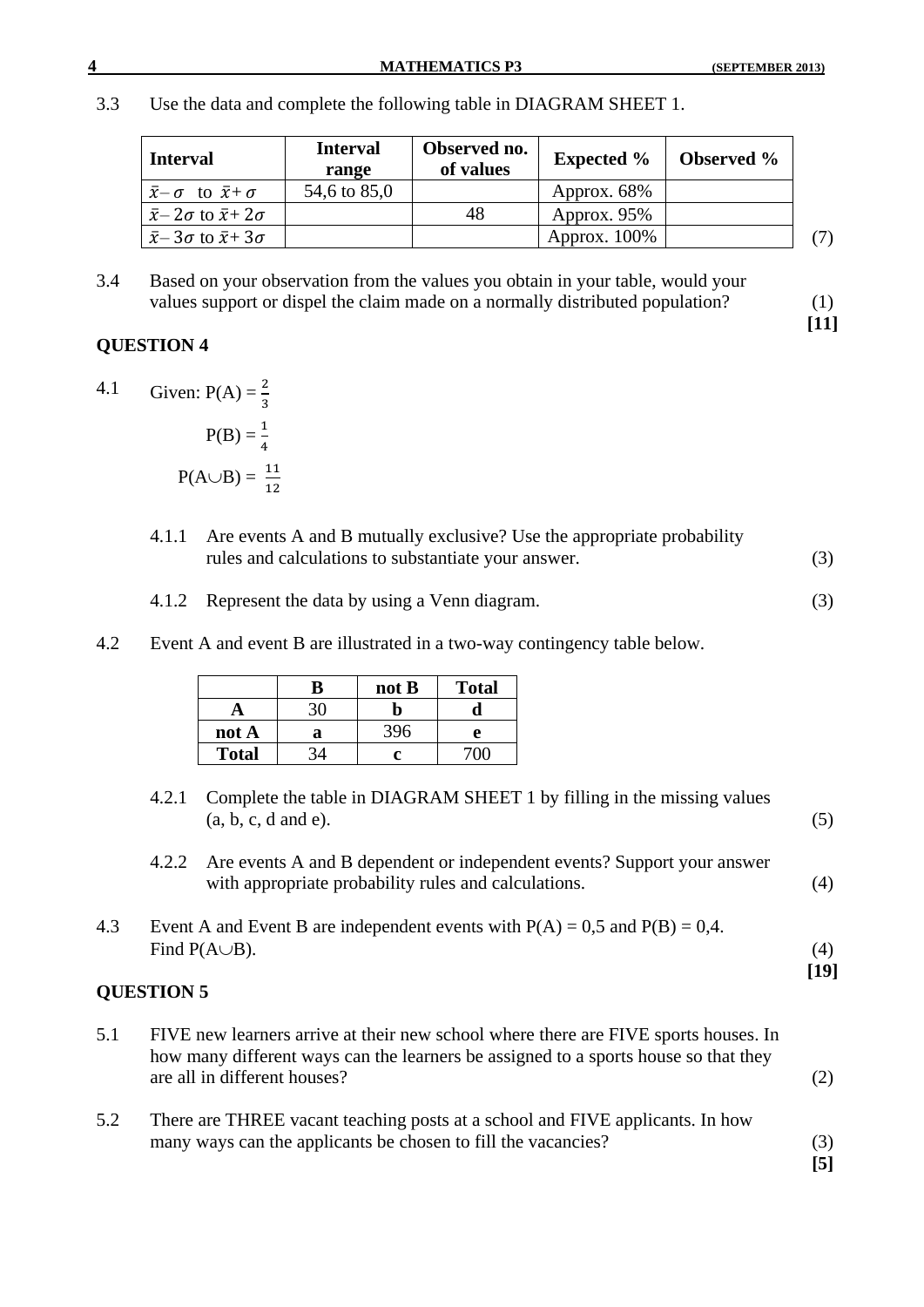3.3 Use the data and complete the following table in DIAGRAM SHEET 1.

| Interval | Interval range | Observed no. of values | Expected % | Observed % |
|---|---|---|---|---|
| $\bar{x} - \sigma$ to $\bar{x} + \sigma$ | 54,6 to 85,0 | | Approx. 68% | |
| $\bar{x} - 2\sigma$ to $\bar{x} + 2\sigma$ | | 48 | Approx. 95% | |
| $\bar{x} - 3\sigma$ to $\bar{x} + 3\sigma$ | | | Approx. 100% | |

(7)

3.4 Based on your observation from the values you obtain in your table, would your values support or dispel the claim made on a normally distributed population? (1)

**[11]**

## QUESTION 4

4.1 Given: $P(A) = \frac{2}{3}$

$P(B) = \frac{1}{4}$

$P(A \cup B) = \frac{11}{12}$

4.1.1 Are events A and B mutually exclusive? Use the appropriate probability rules and calculations to substantiate your answer. (3)

4.1.2 Represent the data by using a Venn diagram. (3)

4.2 Event A and event B are illustrated in a two-way contingency table below.

| | B | not B | Total |
|---|---|---|---|
| **A** | 30 | **b** | **d** |
| **not A** | **a** | 396 | **e** |
| **Total** | 34 | **c** | 700 |

4.2.1 Complete the table in DIAGRAM SHEET 1 by filling in the missing values (a, b, c, d and e). (5)

4.2.2 Are events A and B dependent or independent events? Support your answer with appropriate probability rules and calculations. (4)

4.3 Event A and Event B are independent events with P(A) = 0,5 and P(B) = 0,4. Find $P(A \cup B)$. (4)

**[19]**

## QUESTION 5

5.1 FIVE new learners arrive at their new school where there are FIVE sports houses. In how many different ways can the learners be assigned to a sports house so that they are all in different houses? (2)

5.2 There are THREE vacant teaching posts at a school and FIVE applicants. In how many ways can the applicants be chosen to fill the vacancies? (3)

**[5]**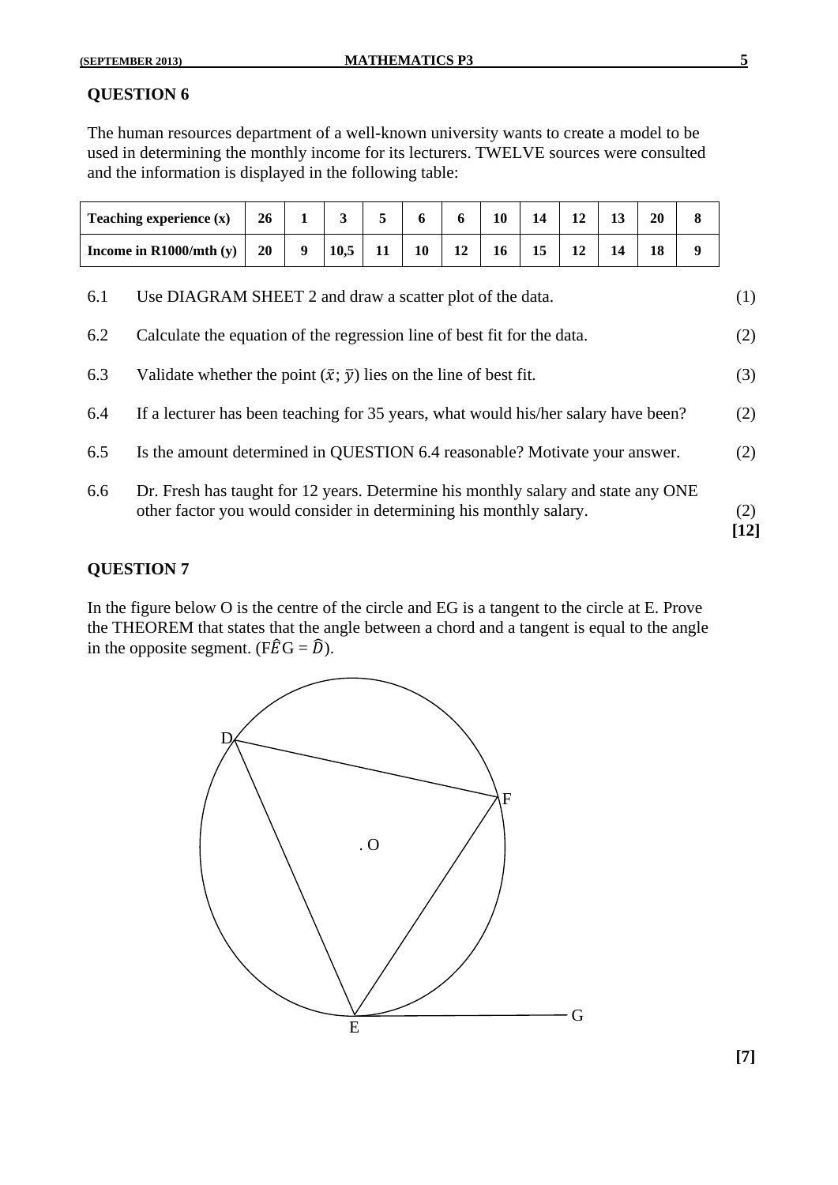## QUESTION 6

The human resources department of a well-known university wants to create a model to be used in determining the monthly income for its lecturers. TWELVE sources were consulted and the information is displayed in the following table:

| **Teaching experience (x)** | **26** | **1** | **3** | **5** | **6** | **6** | **10** | **14** | **12** | **13** | **20** | **8** |
|---|---|---|---|---|---|---|---|---|---|---|---|---|
| **Income in R1000/mth (y)** | **20** | **9** | **10,5** | **11** | **10** | **12** | **16** | **15** | **12** | **14** | **18** | **9** |

6.1 Use DIAGRAM SHEET 2 and draw a scatter plot of the data. (1)

6.2 Calculate the equation of the regression line of best fit for the data. (2)

6.3 Validate whether the point $(\bar{x}; \bar{y})$ lies on the line of best fit. (3)

6.4 If a lecturer has been teaching for 35 years, what would his/her salary have been? (2)

6.5 Is the amount determined in QUESTION 6.4 reasonable? Motivate your answer. (2)

6.6 Dr. Fresh has taught for 12 years. Determine his monthly salary and state any ONE other factor you would consider in determining his monthly salary. (2)

**[12]**

## QUESTION 7

In the figure below O is the centre of the circle and EG is a tangent to the circle at E. Prove the THEOREM that states that the angle between a chord and a tangent is equal to the angle in the opposite segment. (F$\hat{E}$G = $\hat{D}$).

**[7]**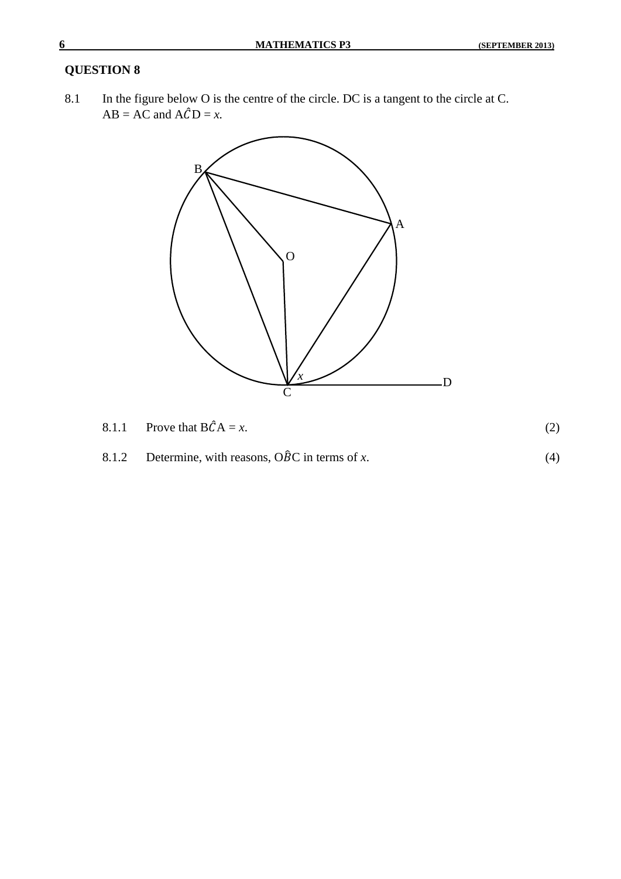## QUESTION 8

8.1 In the figure below O is the centre of the circle. DC is a tangent to the circle at C.
AB = AC and $A\hat{C}D = x$.

8.1.1 Prove that $B\hat{C}A = x$. (2)

8.1.2 Determine, with reasons, $O\hat{B}C$ in terms of $x$. (4)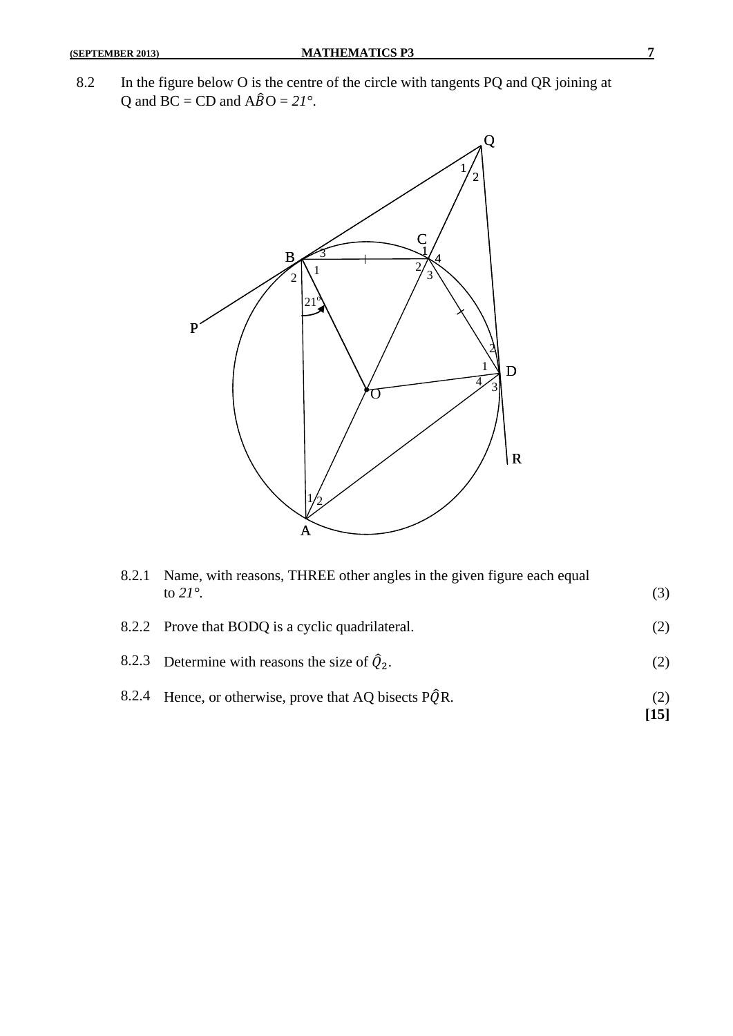8.2 In the figure below O is the centre of the circle with tangents PQ and QR joining at Q and BC = CD and $A\hat{B}O = 21°$.

8.2.1 Name, with reasons, THREE other angles in the given figure each equal to $21°$. (3)

8.2.2 Prove that BODQ is a cyclic quadrilateral. (2)

8.2.3 Determine with reasons the size of $\hat{Q}_2$. (2)

8.2.4 Hence, or otherwise, prove that AQ bisects $P\hat{Q}R$. (2)

**[15]**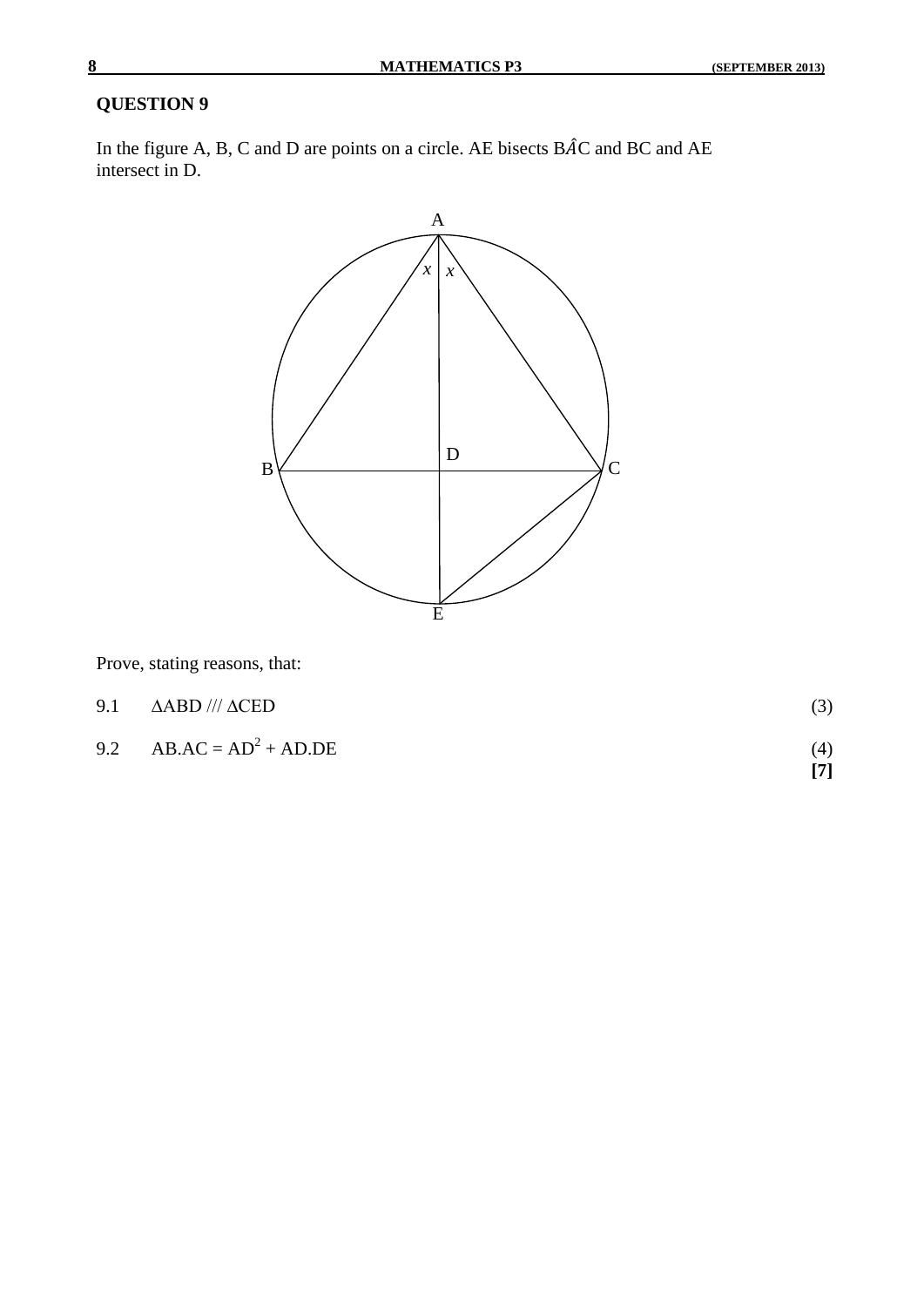## QUESTION 9

In the figure A, B, C and D are points on a circle. AE bisects $B\hat{A}C$ and BC and AE intersect in D.

Prove, stating reasons, that:

9.1 $\Delta ABD /// \Delta CED$ (3)

9.2 $AB.AC = AD^2 + AD.DE$ (4)

**[7]**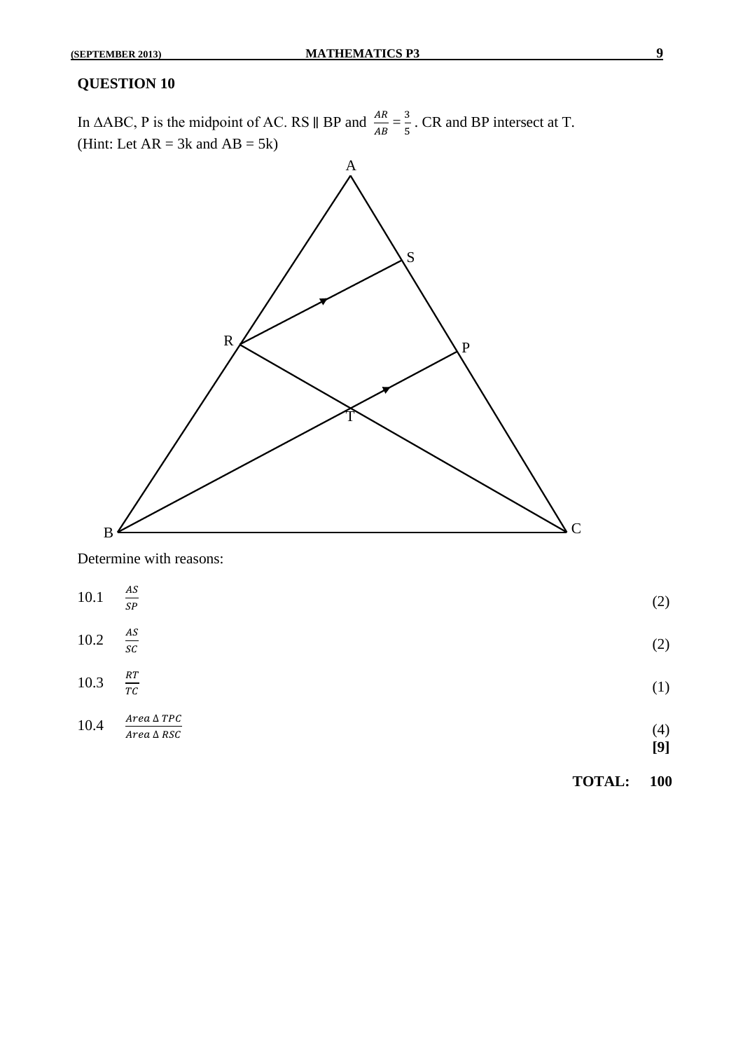## QUESTION 10

In ΔABC, P is the midpoint of AC. RS ∥ BP and $\frac{AR}{AB} = \frac{3}{5}$. CR and BP intersect at T.
(Hint: Let AR = 3k and AB = 5k)

Determine with reasons:

10.1 $\frac{AS}{SP}$ (2)

10.2 $\frac{AS}{SC}$ (2)

10.3 $\frac{RT}{TC}$ (1)

10.4 $\frac{Area\ \Delta\ TPC}{Area\ \Delta\ RSC}$ (4)

**[9]**

**TOTAL: 100**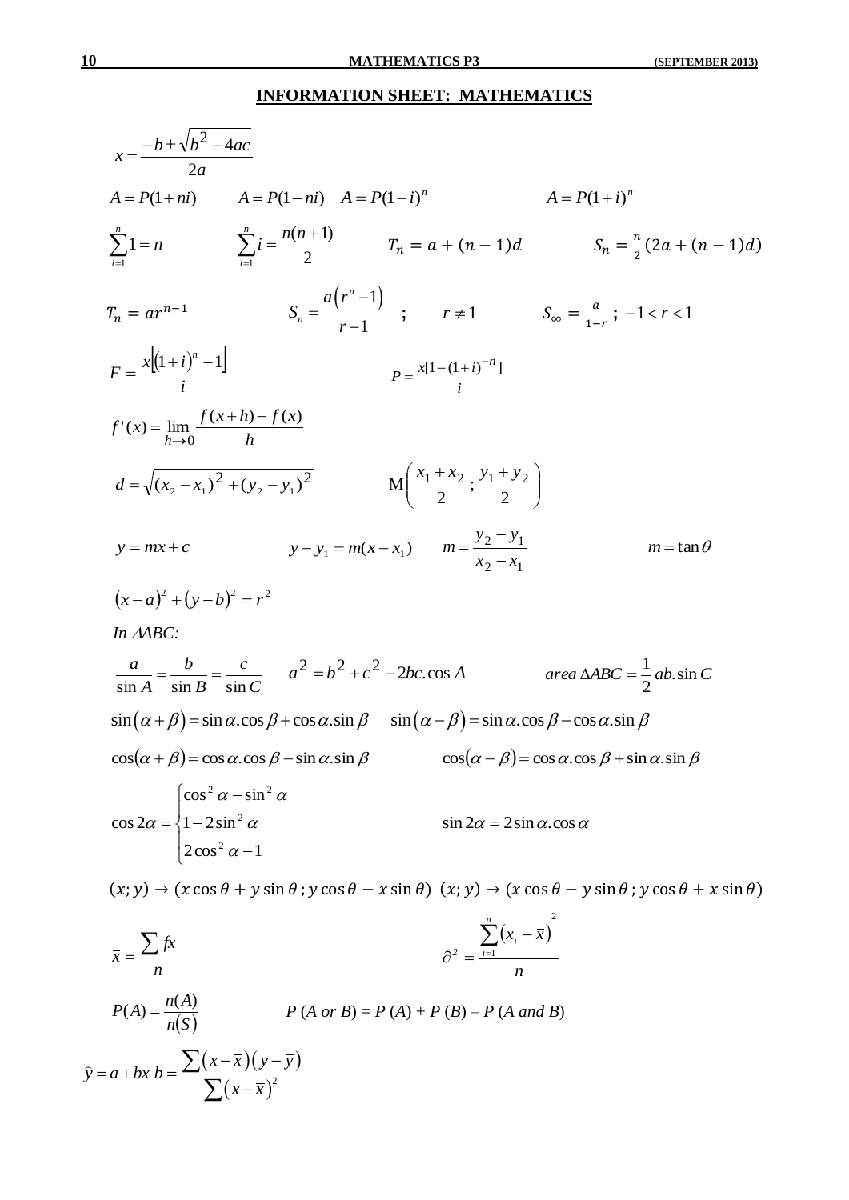## INFORMATION SHEET: MATHEMATICS

$$x = \frac{-b \pm \sqrt{b^2 - 4ac}}{2a}$$

$A = P(1 + ni)$ $\quad$ $A = P(1 - ni)$ $\quad$ $A = P(1 - i)^n$ $\quad$ $A = P(1 + i)^n$

$\sum_{i=1}^{n} 1 = n$ $\quad$ $\sum_{i=1}^{n} i = \frac{n(n+1)}{2}$ $\quad$ $T_n = a + (n-1)d$ $\quad$ $S_n = \frac{n}{2}(2a + (n-1)d)$

$T_n = ar^{n-1}$ $\quad$ $S_n = \frac{a(r^n - 1)}{r - 1}$ ; $\quad r \neq 1$ $\quad$ $S_\infty = \frac{a}{1-r}$ ; $-1 < r < 1$

$F = \frac{x[(1+i)^n - 1]}{i}$ $\quad$ $P = \frac{x[1 - (1+i)^{-n}]}{i}$

$$f'(x) = \lim_{h \to 0} \frac{f(x+h) - f(x)}{h}$$

$d = \sqrt{(x_2 - x_1)^2 + (y_2 - y_1)^2}$ $\quad$ $M\left(\frac{x_1 + x_2}{2}; \frac{y_1 + y_2}{2}\right)$

$y = mx + c$ $\quad$ $y - y_1 = m(x - x_1)$ $\quad$ $m = \frac{y_2 - y_1}{x_2 - x_1}$ $\quad$ $m = \tan\theta$

$$(x - a)^2 + (y - b)^2 = r^2$$

*In $\Delta ABC$:*

$\frac{a}{\sin A} = \frac{b}{\sin B} = \frac{c}{\sin C}$ $\quad$ $a^2 = b^2 + c^2 - 2bc.\cos A$ $\quad$ $area\,\Delta ABC = \frac{1}{2}ab.\sin C$

$\sin(\alpha + \beta) = \sin\alpha.\cos\beta + \cos\alpha.\sin\beta$ $\quad$ $\sin(\alpha - \beta) = \sin\alpha.\cos\beta - \cos\alpha.\sin\beta$

$\cos(\alpha + \beta) = \cos\alpha.\cos\beta - \sin\alpha.\sin\beta$ $\quad$ $\cos(\alpha - \beta) = \cos\alpha.\cos\beta + \sin\alpha.\sin\beta$

$$\cos 2\alpha = \begin{cases} \cos^2\alpha - \sin^2\alpha \\ 1 - 2\sin^2\alpha \\ 2\cos^2\alpha - 1 \end{cases} \qquad \sin 2\alpha = 2\sin\alpha.\cos\alpha$$

$(x; y) \rightarrow (x\cos\theta + y\sin\theta\,; y\cos\theta - x\sin\theta)$ $\quad$ $(x; y) \rightarrow (x\cos\theta - y\sin\theta\,; y\cos\theta + x\sin\theta)$

$\bar{x} = \frac{\sum fx}{n}$ $\quad$ $\partial^2 = \frac{\sum_{i=1}^{n}(x_i - \bar{x})^2}{n}$

$P(A) = \frac{n(A)}{n(S)}$ $\quad$ $P\,(A\ or\ B) = P\,(A) + P\,(B) - P\,(A\ and\ B)$

$\hat{y} = a + bx$ $\quad$ $b = \frac{\sum(x - \bar{x})(y - \bar{y})}{\sum(x - \bar{x})^2}$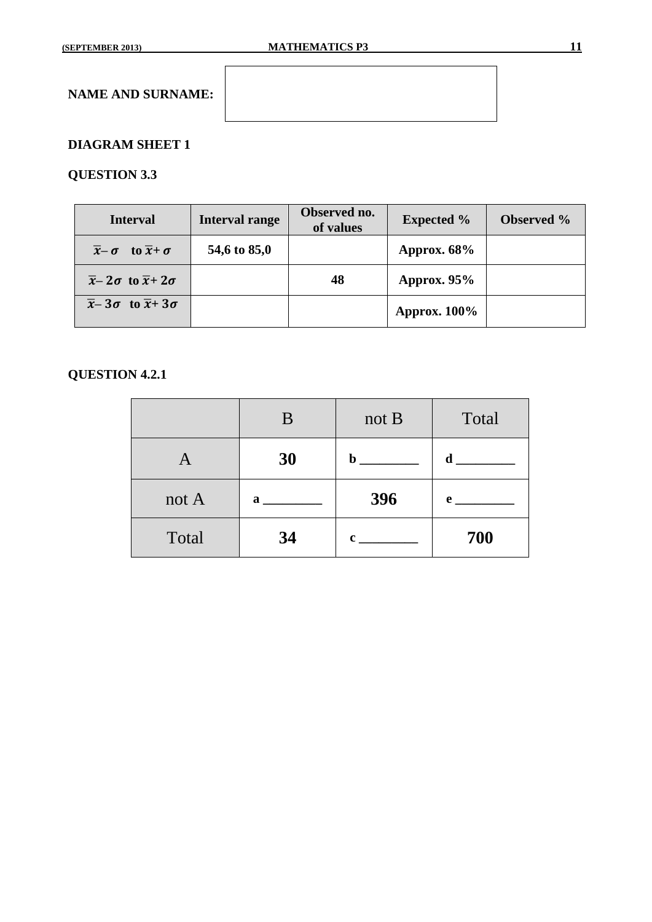**NAME AND SURNAME:**

## DIAGRAM SHEET 1

### QUESTION 3.3

| Interval | Interval range | Observed no. of values | Expected % | Observed % |
|---|---|---|---|---|
| $\bar{x} - \sigma$ to $\bar{x} + \sigma$ | 54,6 to 85,0 | | Approx. 68% | |
| $\bar{x} - 2\sigma$ to $\bar{x} + 2\sigma$ | | 48 | Approx. 95% | |
| $\bar{x} - 3\sigma$ to $\bar{x} + 3\sigma$ | | | Approx. 100% | |

### QUESTION 4.2.1

| | B | not B | Total |
|---|---|---|---|
| A | **30** | **b** ________ | **d** ________ |
| not A | **a** ________ | **396** | **e** ________ |
| Total | **34** | **c** ________ | **700** |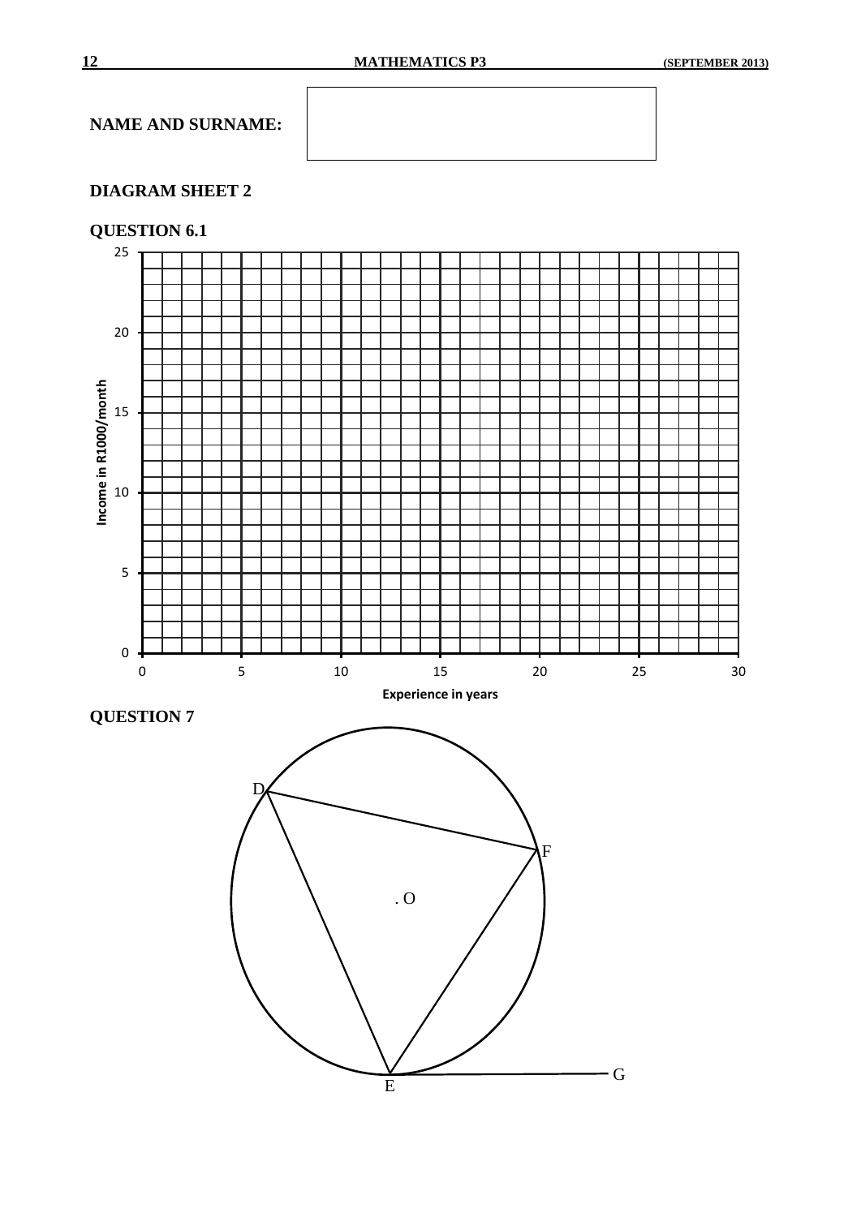**NAME AND SURNAME:**

## DIAGRAM SHEET 2

### QUESTION 6.1

Income in R1000/month

0, 5, 10, 15, 20, 25

Experience in years

0, 5, 10, 15, 20, 25, 30

### QUESTION 7

D, F, O, E, G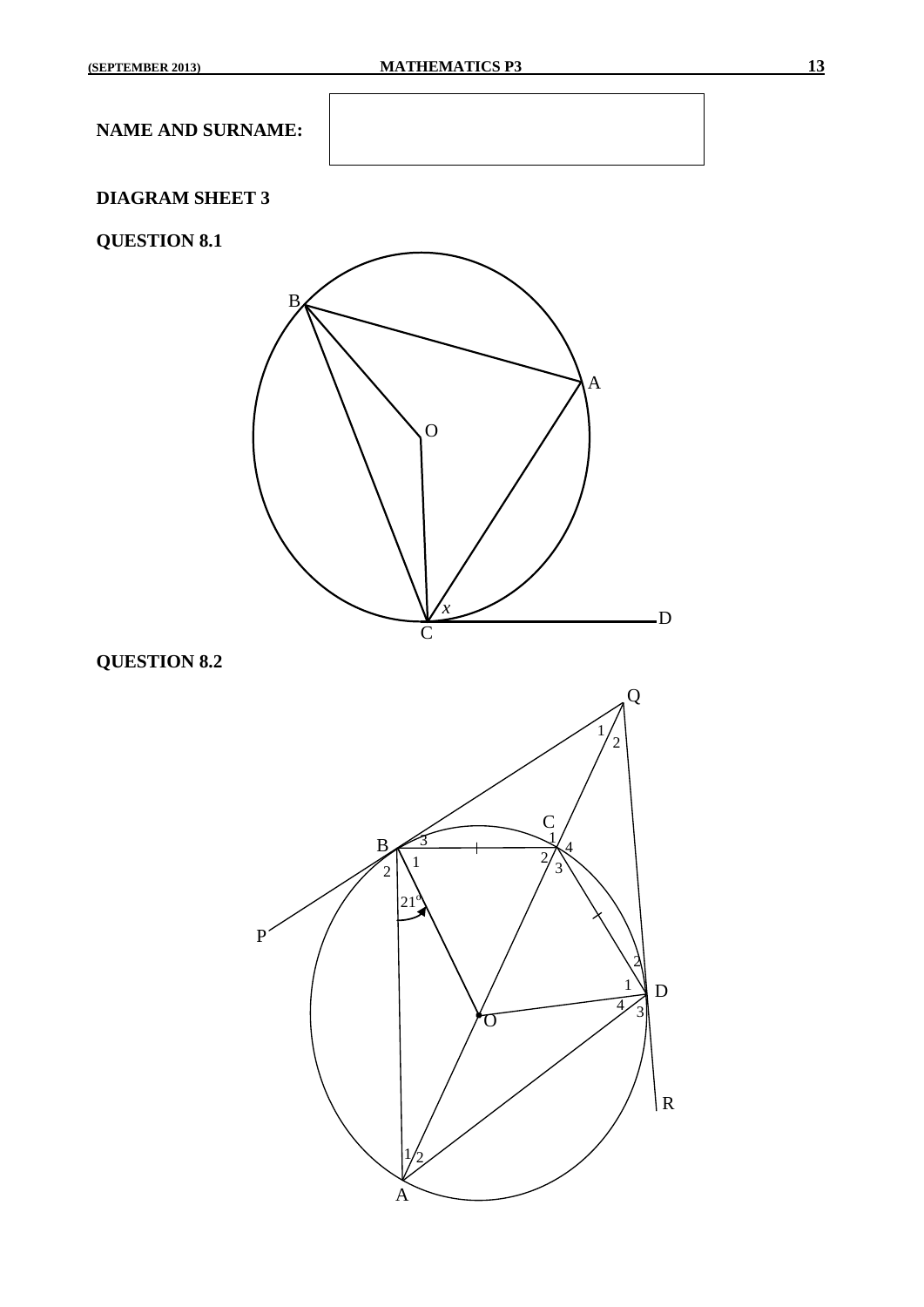**NAME AND SURNAME:**

| |
|---|
| |

**DIAGRAM SHEET 3**

**QUESTION 8.1**

**QUESTION 8.2**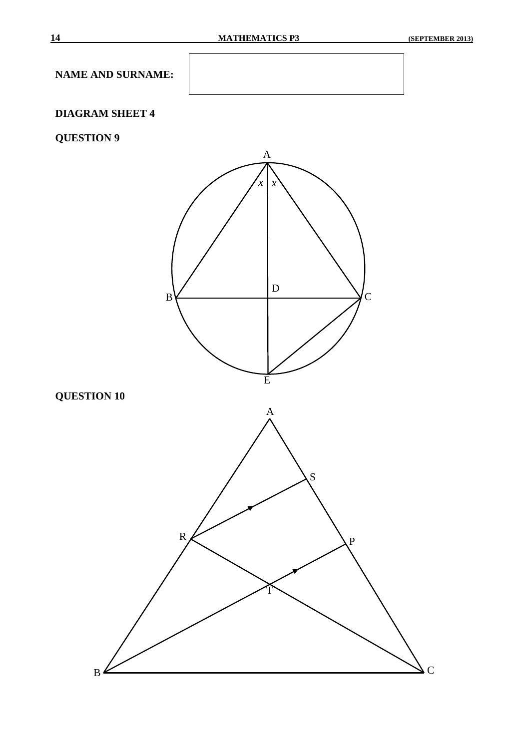**NAME AND SURNAME:**

| |
|---|
| |

## DIAGRAM SHEET 4

### QUESTION 9

A

$x$ $x$

D

B C

E

### QUESTION 10

A

S

R P

T

B C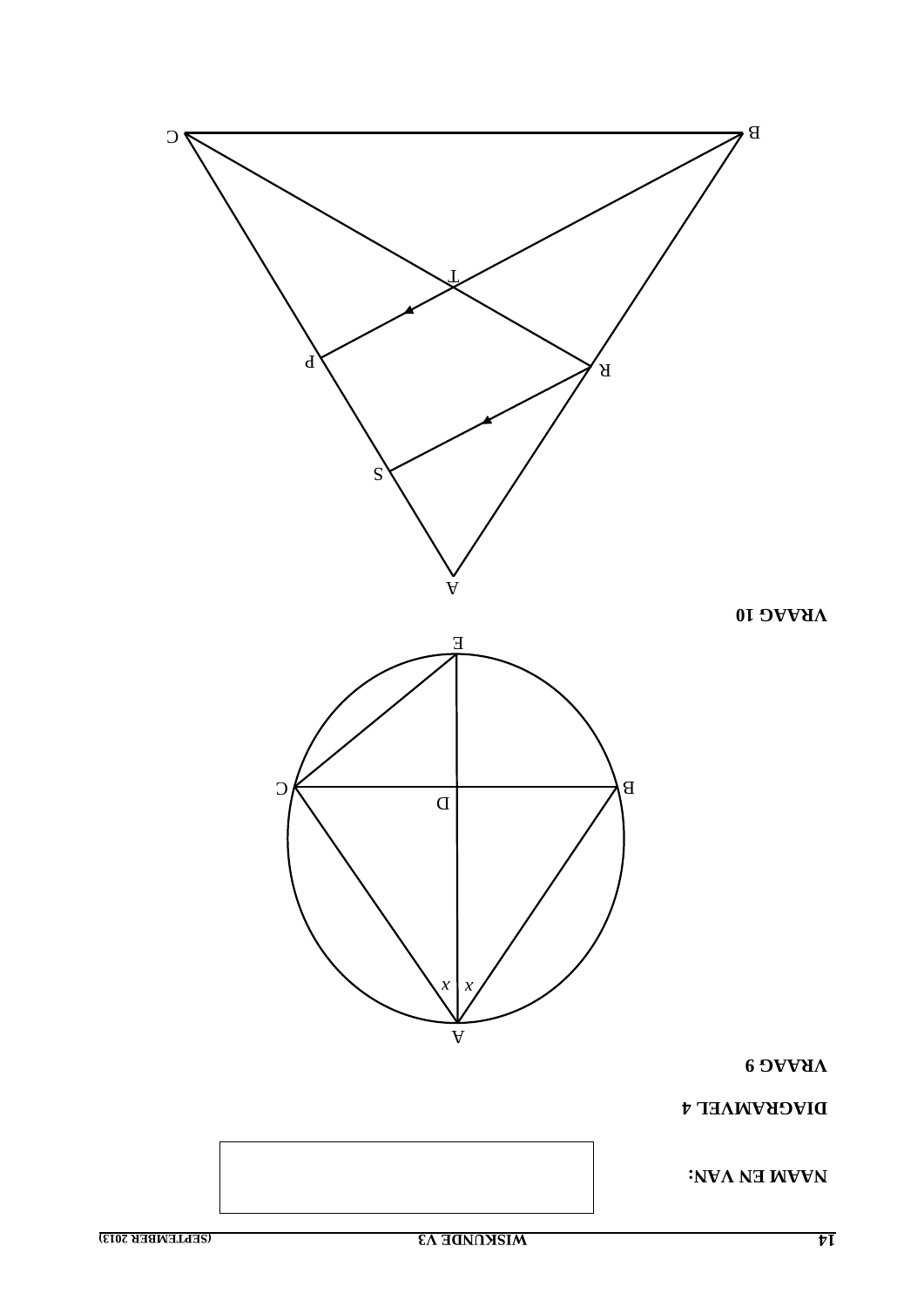**NAAM EN VAN:**

**DIAGRAMVEL 4**

**VRAAG 9**

**VRAAG 10**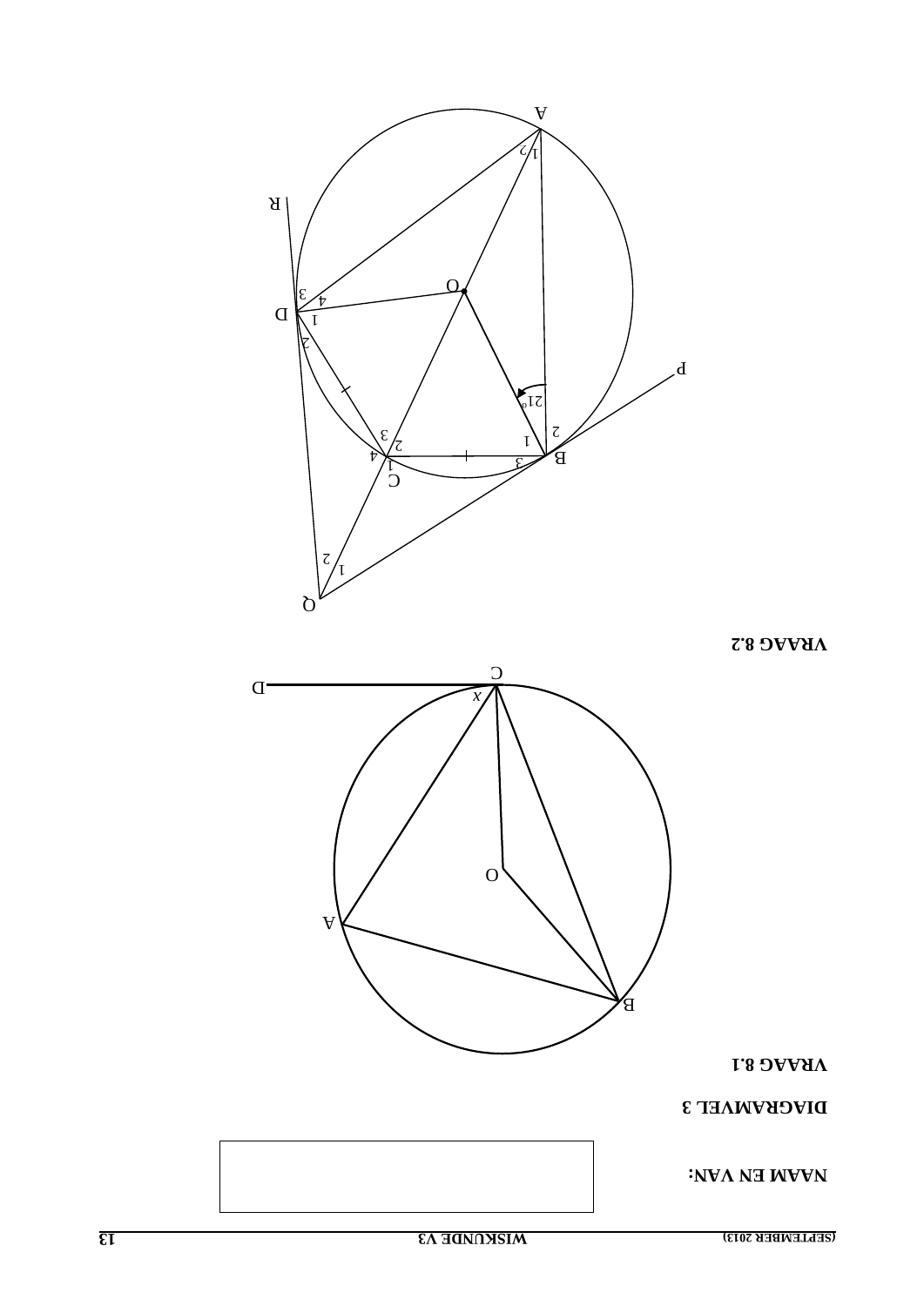**NAAM EN VAN:**

**DIAGRAMVEL 3**

**VRAAG 8.1**

**VRAAG 8.2**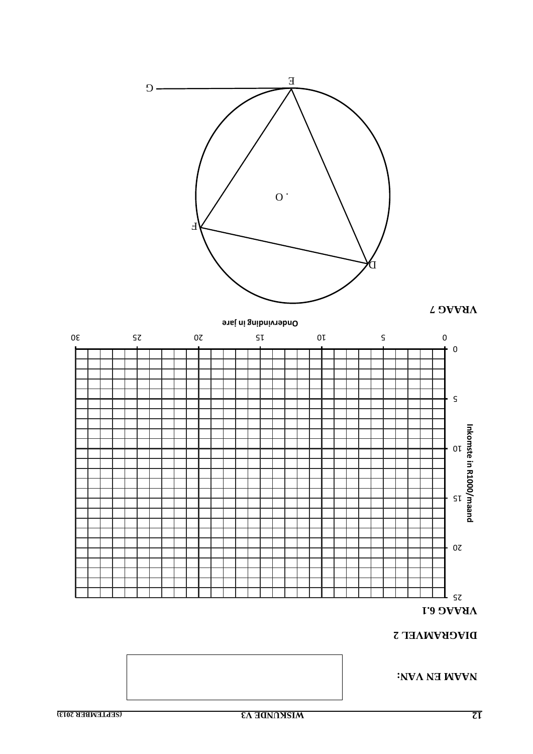**NAAM EN VAN:**

**DIAGRAMVEL 2**

**VRAAG 6.1**

Inkomste in R1000/maand

Ondervinding in jare

**VRAAG 7**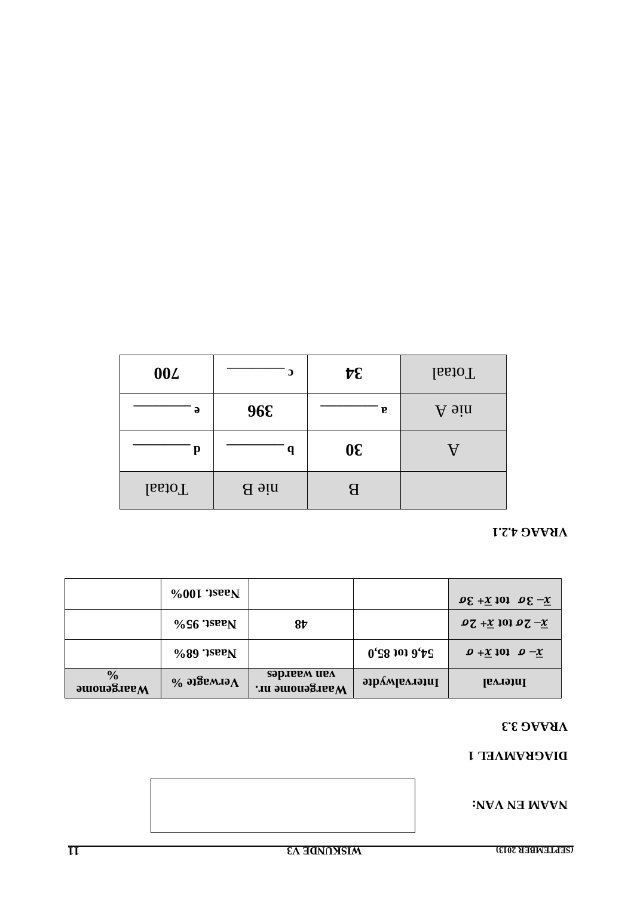**NAAM EN VAN:**

**DIAGRAMVEL 1**

**VRAAG 3.3**

| Interval | Intervalwydte | Waargenome nr. van waardes | Verwagte % | Waargenome % |
|---|---|---|---|---|
| $\bar{x} - \sigma$ tot $\bar{x} + \sigma$ | 54,6 tot 85,0 | | Naast. 68% | |
| $\bar{x} - 2\sigma$ tot $\bar{x} + 2\sigma$ | | 48 | Naast. 95% | |
| $\bar{x} - 3\sigma$ tot $\bar{x} + 3\sigma$ | | | Naast. 100% | |

**VRAAG 4.2.1**

| | B | nie B | Totaal |
|---|---|---|---|
| A | **30** | b ________ | d ________ |
| nie A | a ________ | **396** | e ________ |
| Totaal | **34** | c ________ | **700** |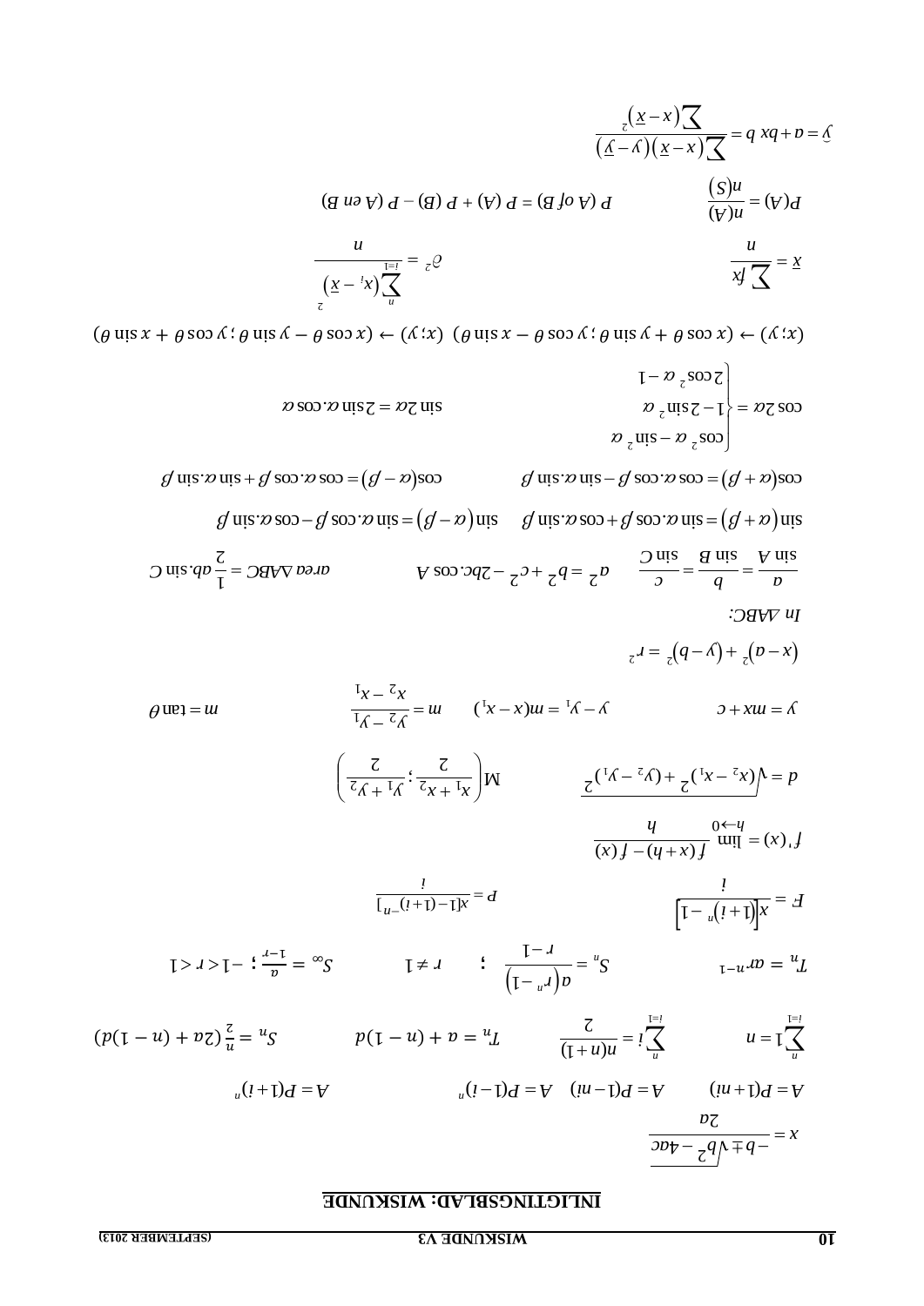# INLIGTINGSBLAD: WISKUNDE

$$x = \frac{-b \pm \sqrt{b^2 - 4ac}}{2a}$$

$A = P(1+ni)$ $\qquad$ $A = P(1-ni)$ $\qquad$ $A = P(1-i)^n$ $\qquad$ $A = P(1+i)^n$

$\sum_{i=1}^{n} 1 = n$ $\qquad$ $\sum_{i=1}^{n} i = \frac{n(n+1)}{2}$ $\qquad$ $T_n = a + (n-1)d$ $\qquad$ $S_n = \frac{n}{2}(2a + (n-1)d)$

$T_n = ar^{n-1}$ $\qquad$ $S_n = \frac{a(r^n - 1)}{r-1}$ ; $r \neq 1$ $\qquad$ $S_\infty = \frac{a}{1-r}$ ; $-1 < r < 1$

$F = \frac{x\left[(1+i)^n - 1\right]}{i}$ $\qquad$ $P = \frac{x[1-(1+i)^{-n}]}{i}$

$$f'(x) = \lim_{h \to 0} \frac{f(x+h) - f(x)}{h}$$

$d = \sqrt{(x_2 - x_1)^2 + (y_2 - y_1)^2}$ $\qquad$ $M\left(\frac{x_1 + x_2}{2} ; \frac{y_1 + y_2}{2}\right)$

$y = mx + c$ $\qquad$ $y - y_1 = m(x - x_1)$ $\qquad$ $m = \frac{y_2 - y_1}{x_2 - x_1}$ $\qquad$ $m = \tan\theta$

$$(x-a)^2 + (y-b)^2 = r^2$$

*In* $\Delta ABC$:

$\frac{a}{\sin A} = \frac{b}{\sin B} = \frac{c}{\sin C}$ $\qquad$ $a^2 = b^2 + c^2 - 2bc.\cos A$ $\qquad$ $area\ \Delta ABC = \frac{1}{2}ab.\sin C$

$\sin(\alpha + \beta) = \sin\alpha.\cos\beta + \cos\alpha.\sin\beta$ $\qquad$ $\sin(\alpha - \beta) = \sin\alpha.\cos\beta - \cos\alpha.\sin\beta$

$\cos(\alpha + \beta) = \cos\alpha.\cos\beta - \sin\alpha.\sin\beta$ $\qquad$ $\cos(\alpha - \beta) = \cos\alpha.\cos\beta + \sin\alpha.\sin\beta$

$$\cos 2\alpha = \begin{cases} \cos^2\alpha - \sin^2\alpha \\ 1 - 2\sin^2\alpha \\ 2\cos^2\alpha - 1 \end{cases} \qquad \sin 2\alpha = 2\sin\alpha.\cos\alpha$$

$(x;y) \to (x\cos\theta + y\sin\theta\,;\, y\cos\theta - x\sin\theta)$ $\qquad$ $(x;y) \to (x\cos\theta - y\sin\theta\,;\, y\cos\theta + x\sin\theta)$

$\bar{x} = \frac{\sum fx}{n}$ $\qquad$ $\sigma^2 = \frac{\sum_{i=1}^{n}(x_i - \bar{x})^2}{n}$

$P(A) = \frac{n(A)}{n(S)}$ $\qquad$ $P$ (A of B) = $P$ (A) + $P$ (B) − $P$ (A en B)

$$\hat{y} = a + bx \qquad b = \frac{\sum (x - \bar{x})(y - \bar{y})}{\sum (x - \bar{x})^2}$$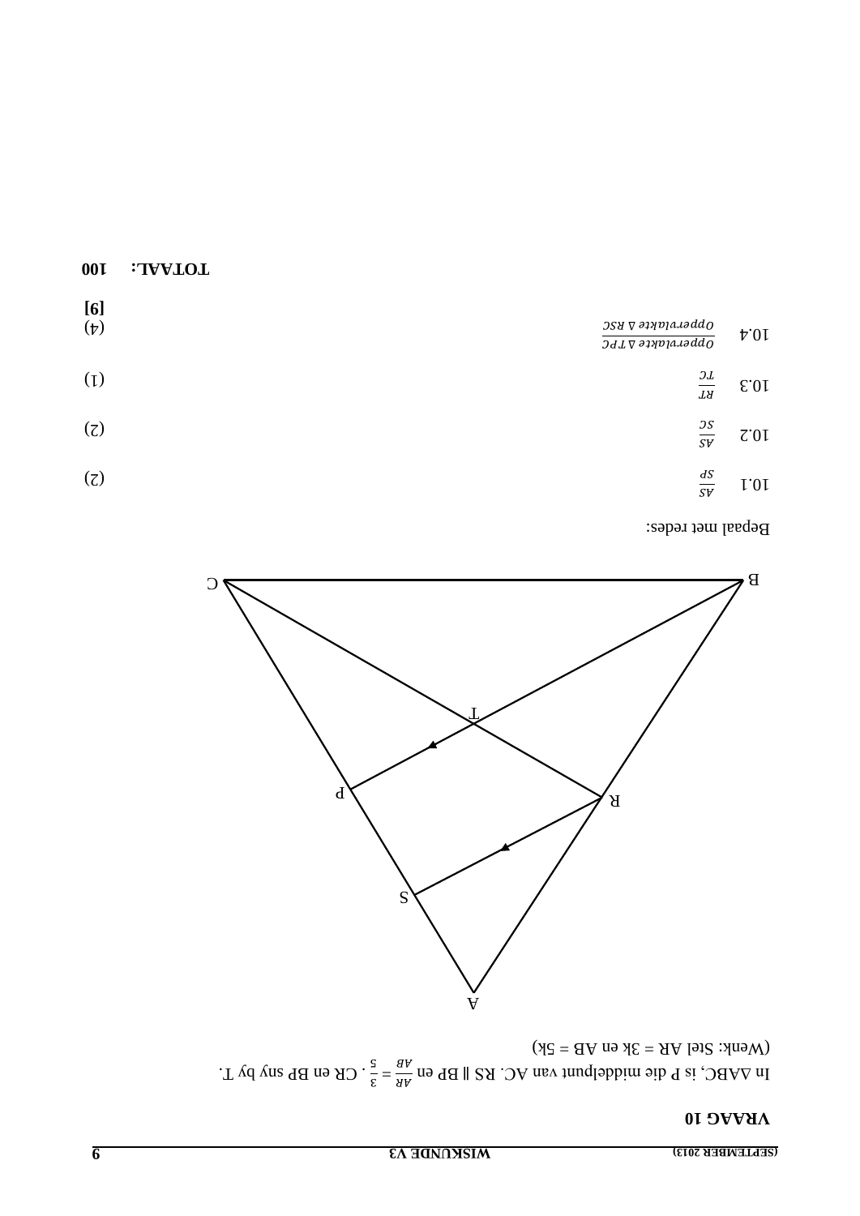## VRAAG 10

In $\Delta$ABC, is P die middelpunt van AC. RS ∥ BP en $\frac{AR}{AB} = \frac{3}{5}$. CR en BP sny by T.

(Wenk: Stel AR = 3k en AB = 5k)

Bepaal met redes:

10.1 $\frac{AS}{SP}$ (2)

10.2 $\frac{AS}{SC}$ (2)

10.3 $\frac{RT}{TC}$ (1)

10.4 $\frac{Oppervlakte\ \Delta\ TPC}{Oppervlakte\ \Delta\ RSC}$ (4)

**[9]**

**TOTAAL: 100**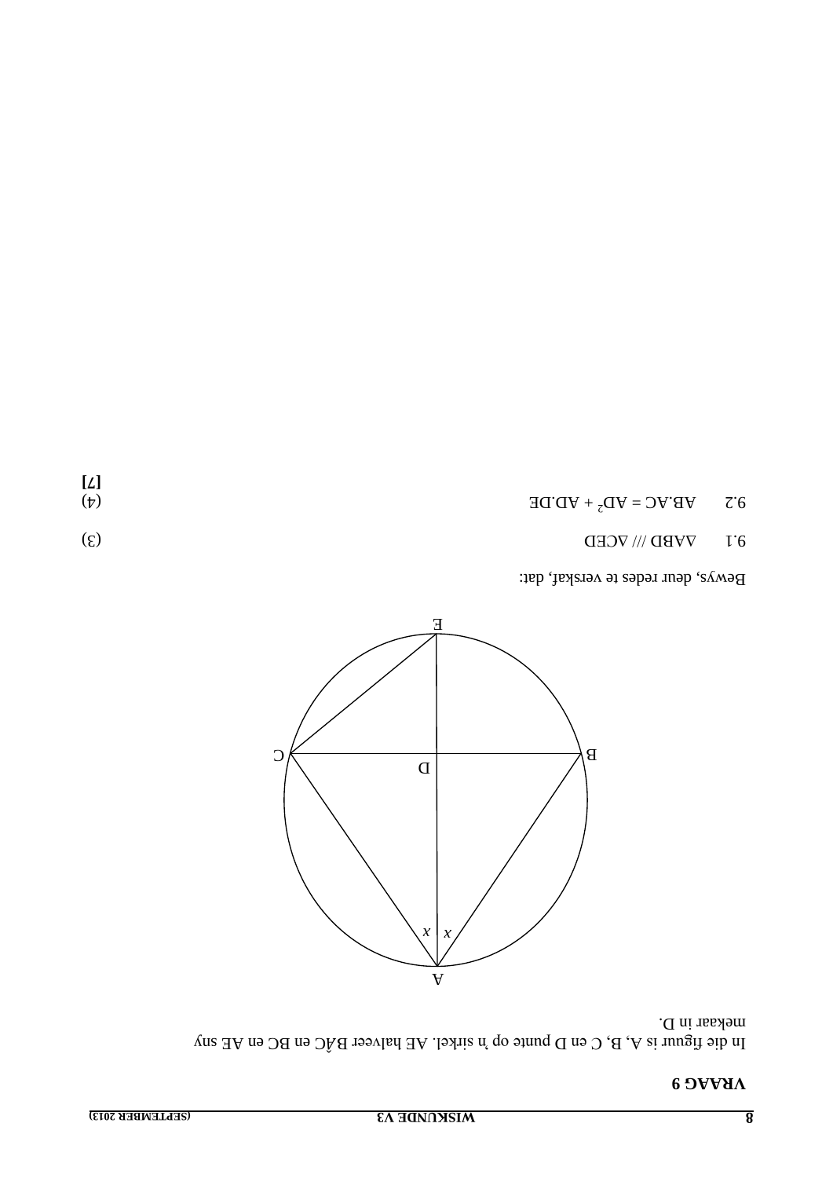## VRAAG 9

In die figuur is A, B, C en D punte op 'n sirkel. AE halveer $B\hat{A}C$ en BC en AE sny mekaar in D.

Bewys, deur redes te verskaf, dat:

9.1 $\Delta ABD \; /// \; \Delta CED$ (3)

9.2 $AB.AC = AD^2 + AD.DE$ (4)

**[7]**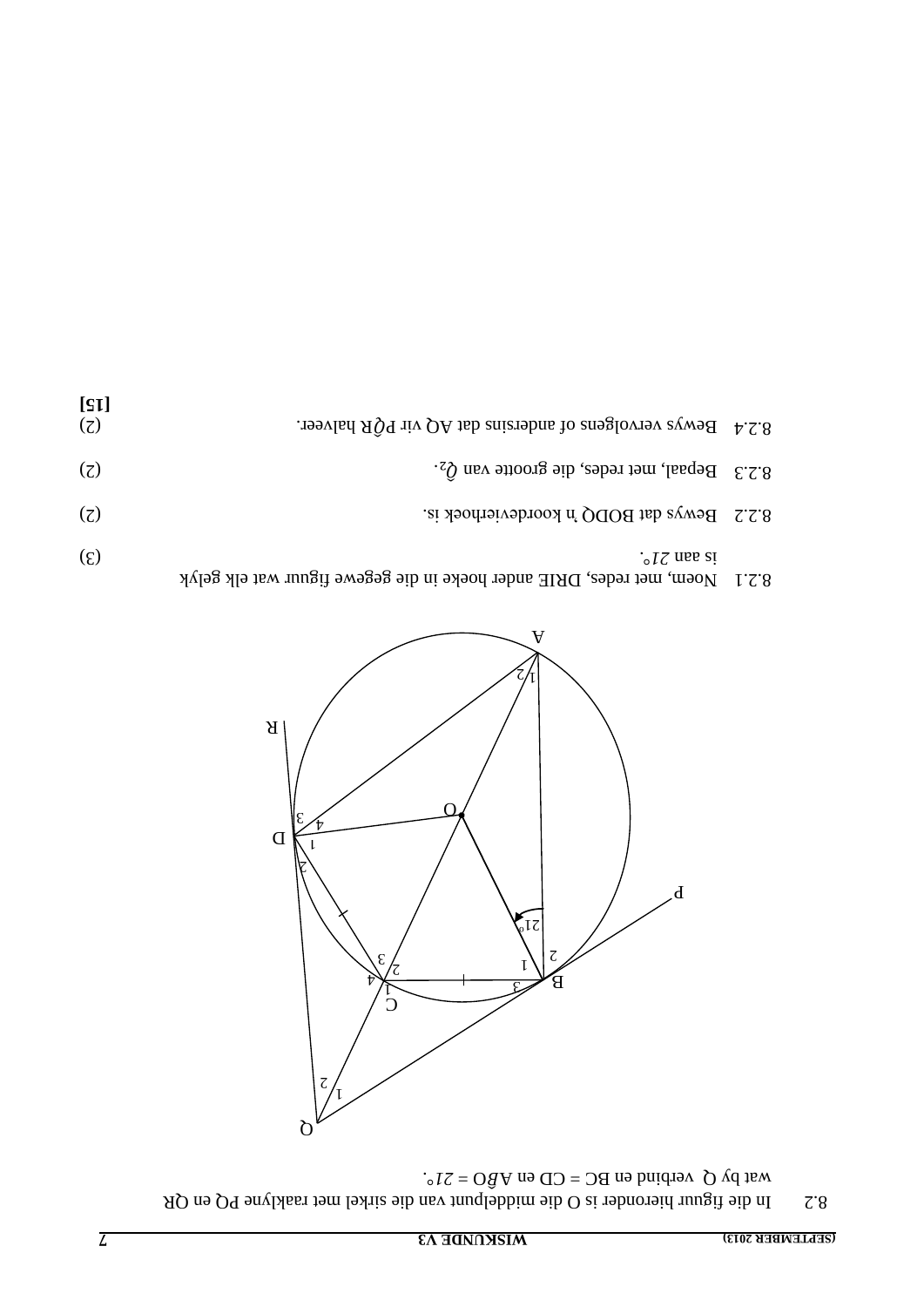8.2 In die figuur hieronder is O die middelpunt van die sirkel met raaklyne PQ en QR wat by Q verbind en BC = CD en $A\hat{B}O = 21°$.

8.2.1 Noem, met redes, DRIE ander hoeke in die gegewe figuur wat elk gelyk is aan $21°$. (3)

8.2.2 Bewys dat BODQ 'n koordevierhoek is. (2)

8.2.3 Bepaal, met redes, die grootte van $\hat{Q}_2$. (2)

8.2.4 Bewys vervolgens of andersins dat AQ vir $P\hat{Q}R$ halveer. (2)

**[15]**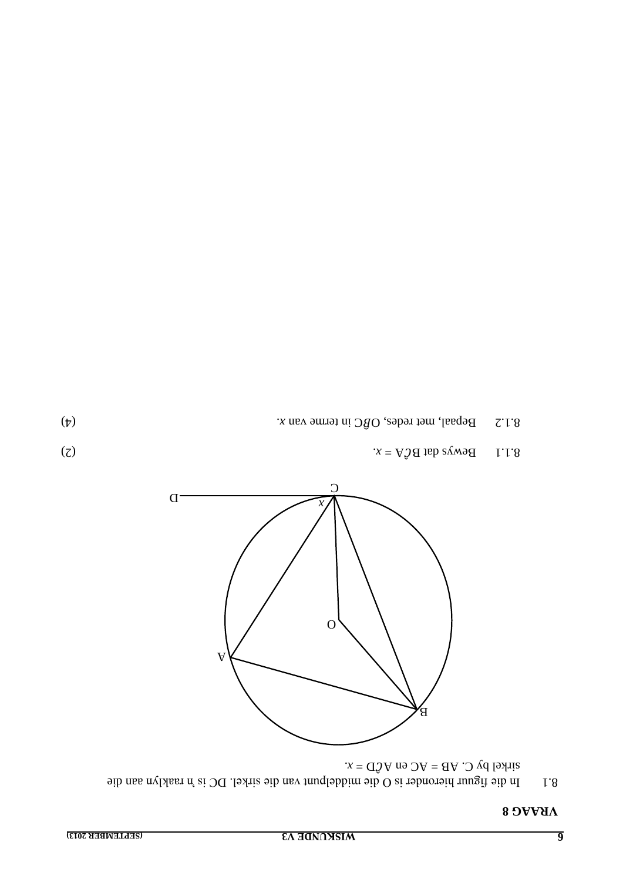## VRAAG 8

8.1 In die figuur hieronder is O die middelpunt van die sirkel. DC is 'n raaklyn aan die sirkel by C. AB = AC en $A\hat{C}D = x$.

8.1.1 Bewys dat $B\hat{C}A = x$. (2)

8.1.2 Bepaal, met redes, $O\hat{B}C$ in terme van $x$. (4)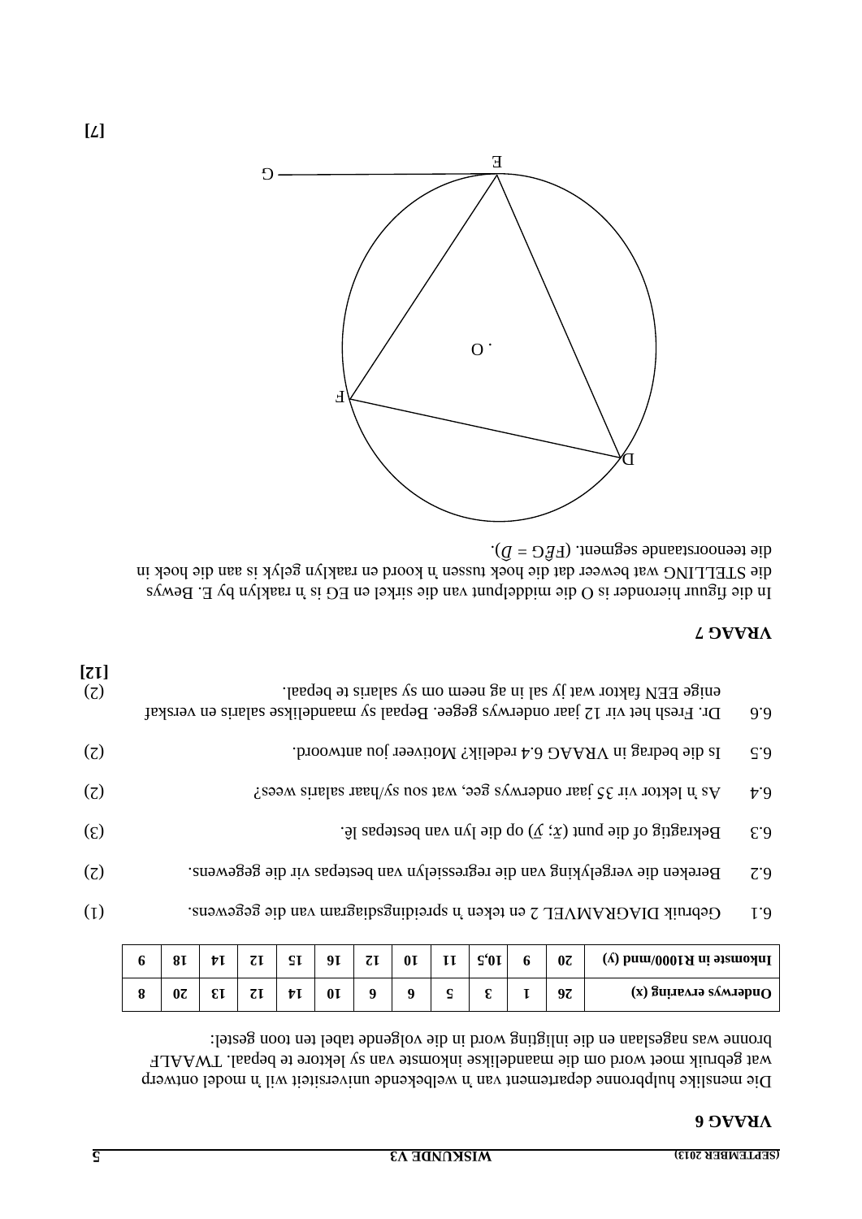## VRAAG 6

Die menslike hulpbronne departement van 'n welbekende universiteit wil 'n model ontwerp wat gebruik moet word om die maandelikse inkomste van sy lektore te bepaal. TWAALF bronne was nageslaan en die inligting word in die volgende tabel ten toon gestel:

| **Onderwys ervaring (x)** | **26** | **1** | **3** | **5** | **9** | **9** | **10** | **14** | **12** | **13** | **20** | **8** |
|---|---|---|---|---|---|---|---|---|---|---|---|---|
| **Inkomste in R1000/mnd (y)** | **20** | **9** | **10,5** | **11** | **10** | **12** | **16** | **15** | **12** | **14** | **18** | **9** |

6.1 Gebruik DIAGRAMVEL 2 en teken 'n spreidingsdiagram van die gegewens. (1)

6.2 Bereken die vergelyking van die regressielyn van bestepas vir die gegewens. (2)

6.3 Bekragtig of die punt $(\bar{x}; \bar{y})$ op die lyn van bestepas lê. (3)

6.4 As 'n lektor vir 35 jaar onderwys gee, wat sou sy/haar salaris wees? (2)

6.5 Is die bedrag in VRAAG 6.4 redelik? Motiveer jou antwoord. (2)

6.6 Dr. Fresh het vir 12 jaar onderwys gegee. Bepaal sy maandelikse salaris en verskaf enige EEN faktor wat jy sal in ag neem om sy salaris te bepaal. (2)

**[12]**

## VRAAG 7

In die figuur hieronder is O die middelpunt van die sirkel en EG is 'n raaklyn by E. Bewys die STELLING wat beweer dat die hoek tussen 'n koord en raaklyn gelyk is aan die hoek in die teenoorstaande segment. ($F\hat{E}G = \hat{D}$).

**[7]**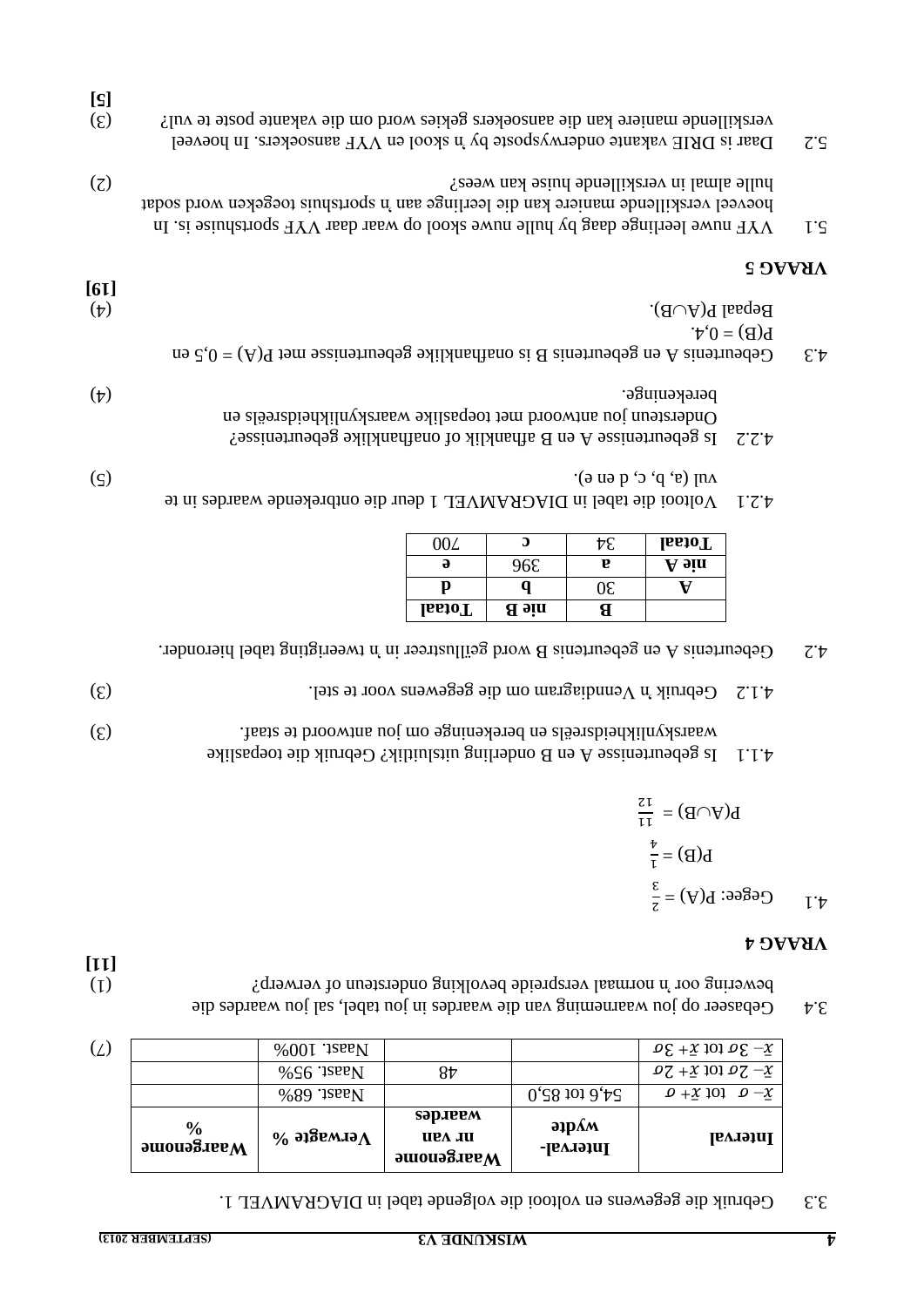3.3 Gebruik die gegewens en voltooi die volgende tabel in DIAGRAMVEL 1.

| Interval | Interval-wydte | Waargenome nr van waardes | Verwagte % | Waargenome % |
|---|---|---|---|---|
| $\bar{x} - \sigma$ tot $\bar{x} + \sigma$ | 54,6 tot 85,0 | | Naast. 68% | |
| $\bar{x} - 2\sigma$ tot $\bar{x} + 2\sigma$ | | 48 | Naast. 95% | |
| $\bar{x} - 3\sigma$ tot $\bar{x} + 3\sigma$ | | | Naast. 100% | |

(7)

3.4 Gebaseer op jou waarneming van die waardes in jou tabel, sal jou waardes die bewering oor 'n normaal verspreide bevolking ondersteun óf verwerp? (1)

**[11]**

## VRAAG 4

4.1 Gegee: $P(A) = \frac{2}{3}$

$P(B) = \frac{1}{4}$

$P(A \cup B) = \frac{11}{12}$

4.1.1 Is gebeurtenisse A en B onderling uitsluitlik? Gebruik die toepaslike waarskynlikheidsreëls en berekeninge om jou antwoord te staaf. (3)

4.1.2 Gebruik 'n Venndiagram om die gegewens voor te stel. (3)

4.2 Gebeurtenis A en gebeurtenis B word geïllustreer in 'n tweerigting tabel hieronder.

| | **B** | **nie B** | **Totaal** |
|---|---|---|---|
| **A** | 30 | **b** | **d** |
| **nie A** | **a** | 396 | **e** |
| **Totaal** | 34 | **c** | 700 |

4.2.1 Voltooi die tabel in DIAGRAMVEL 1 deur die ontbrekende waardes in te vul (a, b, c, d en e). (5)

4.2.2 Is gebeurtenisse A en B afhanklik of onafhanklike gebeurtenisse? Ondersteun jou antwoord met toepaslike waarskynlikheidsreëls en berekeninge. (4)

4.3 Gebeurtenis A en gebeurtenis B is onafhanklike gebeurtenisse met $P(A) = 0{,}5$ en $P(B) = 0{,}4$.

Bepaal $P(A \cup B)$. (4)

**[19]**

## VRAAG 5

5.1 VYF nuwe leerlinge daag by hulle nuwe skool op waar daar VYF sportshuise is. In hoeveel verskillende maniere kan die leerlinge aan 'n sportshuis toegeken word sodat hulle almal in verskillende huise kan wees? (2)

5.2 Daar is DRIE vakante onderwysposte by 'n skool en VYF aansoekers. In hoeveel verskillende maniere kan die aansoekers gekies word om die vakante poste te vul? (3)

**[5]**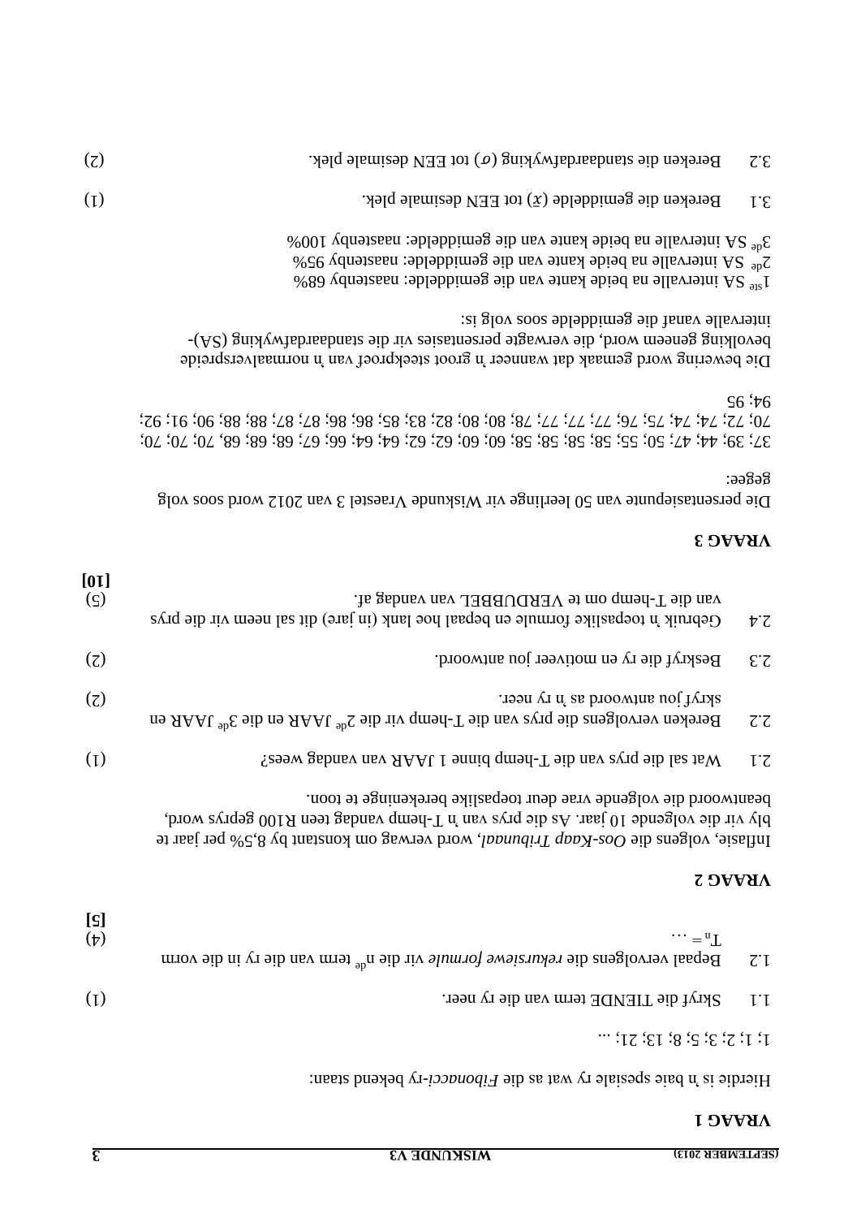## VRAAG 1

Hierdie is 'n baie spesiale ry wat as die *Fibonacci*-ry bekend staan:

1; 1; 2; 3; 5; 8; 13; 21; ...

1.1 Skryf die TIENDE term van die ry neer. (1)

1.2 Bepaal vervolgens die *rekursiewe formule* vir die $n^{de}$ term van die ry in die vorm $T_n = \ldots$ (4)

**[5]**

## VRAAG 2

Inflasie, volgens die *Oos-Kaap Tribunaal*, word verwag om konstant by 8,5% per jaar te bly vir die volgende 10 jaar. As die prys van 'n T-hemp vandag teen R100 geprys word, beantwoord die volgende vrae deur toepaslike berekeninge te toon.

2.1 Wat sal die prys van die T-hemp binne 1 JAAR van vandag wees? (1)

2.2 Bereken vervolgens die prys van die T-hemp vir die $2^{de}$ JAAR en die $3^{de}$ JAAR en skryf jou antwoord as 'n ry neer. (2)

2.3 Beskryf die ry en motiveer jou antwoord. (2)

2.4 Gebruik 'n toepaslike formule en bepaal hoe lank (in jare) dit sal neem vir die prys van die T-hemp om te VERDUBBEL van vandag af. (5)

**[10]**

## VRAAG 3

Die persentasiepunte van 50 leerlinge vir Wiskunde Vraestel 3 van 2012 word soos volg gegee:

37; 39; 44; 47; 50; 55; 58; 58; 58; 60; 60; 62; 62; 64; 64; 66; 67; 68; 68; 70; 70; 70; 70; 72; 74; 74; 75; 76; 77; 77; 78; 80; 80; 82; 83; 85; 86; 86; 87; 87; 88; 88; 90; 91; 92; 94; 95

Die bewering word gemaak dat wanneer 'n groot steekproef van 'n normaalverspreide bevolking geneem word, die verwagte persentasies vir die standaardafwyking (SA)-intervalle vanaf die gemiddelde soos volg is:

$1^{ste}$ SA intervalle na beide kante van die gemiddelde: naastenby 68%
$2^{de}$ SA intervalle na beide kante van die gemiddelde: naastenby 95%
$3^{de}$ SA intervalle na beide kante van die gemiddelde: naastenby 100%

3.1 Bereken die gemiddelde ($\bar{x}$) tot EEN desimale plek. (1)

3.2 Bereken die standaardafwyking ($\sigma$) tot EEN desimale plek. (2)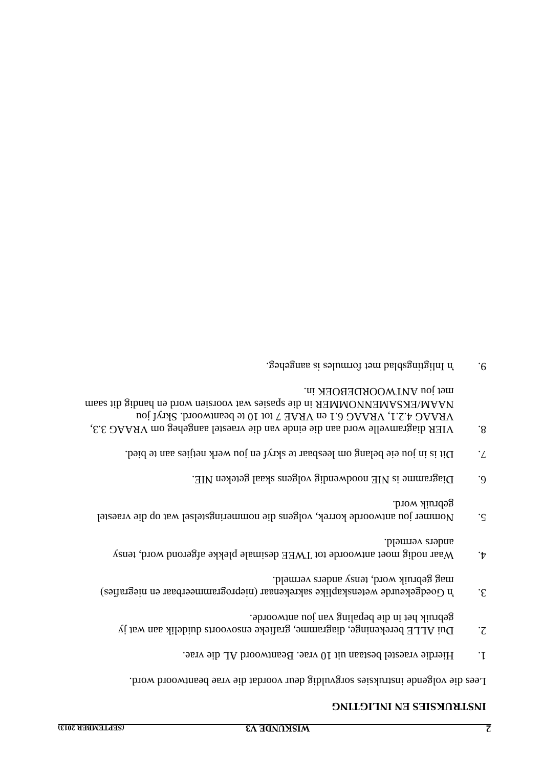# INSTRUKSIES EN INLIGTING

Lees die volgende instruksies sorgvuldig deur voordat die vrae beantwoord word.

1. Hierdie vraestel bestaan uit 10 vrae. Beantwoord AL die vrae.

2. Dui ALLE berekeninge, diagramme, grafieke ensovoorts duidelik aan wat jy gebruik het in die bepaling van jou antwoorde.

3. 'n Goedgekeurde wetenskaplike sakrekenaar (nieprogrammeerbaar en niegrafies) mag gebruik word, tensy anders vermeld.

4. Waar nodig moet antwoorde tot TWEE desimale plekke afgerond word, tensy anders vermeld.

5. Nommer jou antwoorde korrek, volgens die nommeringstelsel wat op die vraestel gebruik word.

6. Diagramme is NIE noodwendig volgens skaal geteken NIE.

7. Dit is in jou eie belang om leesbaar te skryf en jou werk netjies aan te bied.

8. VIER diagramvelle word aan die einde van die vraestel aangeheg om VRAAG 3.3, VRAAG 4.2.1, VRAAG 6.1 en VRAE 7 tot 10 te beantwoord. Skryf jou NAAM/EKSAMENNOMMER in die spasies wat voorsien word en handig dit saam met jou ANTWOORDEBOEK in.

9. 'n Inligtingsblad met formules is aangeheg.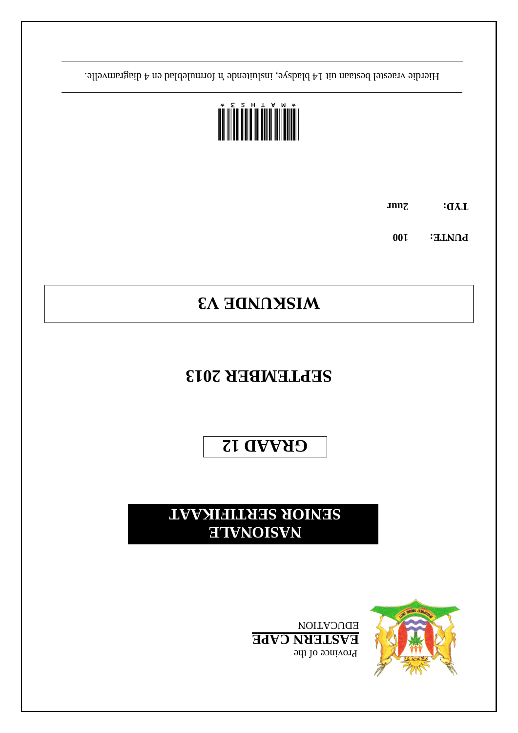Province of the
**EASTERN CAPE**
EDUCATION

**NASIONALE SENIOR SERTIFIKAAT**

**GRAAD 12**

# SEPTEMBER 2013

# WISKUNDE V3

**PUNTE:** 100

**TYD:** 2uur

\* M A T H S 3 \*

Hierdie vraestel bestaan uit 14 bladsye, insluitende 'n formuleblad en 4 diagramvelle.